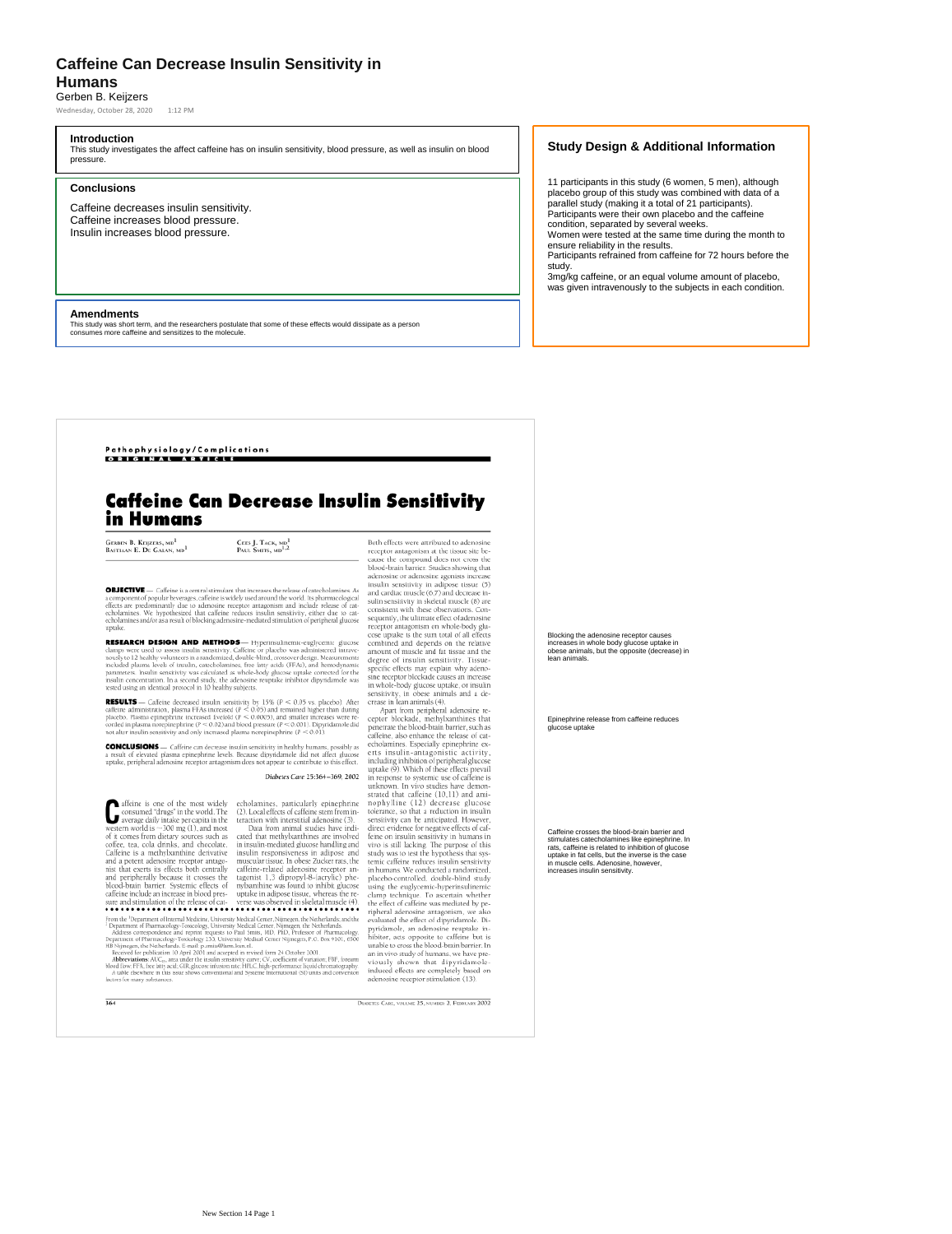# Caffeine Can Decrease Insulin Sensitivity in Humans

Gerben B. Keijzers

Wednesday, October 28, 2020 1:12 PM

### Introduction

This study investigates the affect caffeine has on insulin sensitivity, blood pressure, as well as insulin on blood pressure.

### Conclusions

Caffeine decreases insulin sensitivity.
Caffeine increases blood pressure.
Insulin increases blood pressure.

### Amendments

This study was short term, and the researchers postulate that some of these effects would dissipate as a person consumes more caffeine and sensitizes to the molecule.

### Study Design & Additional Information

11 participants in this study (6 women, 5 men), although placebo group of this study was combined with data of a parallel study (making it a total of 21 participants).
Participants were their own placebo and the caffeine condition, separated by several weeks.
Women were tested at the same time during the month to ensure reliability in the results.
Participants refrained from caffeine for 72 hours before the study.
3mg/kg caffeine, or an equal volume amount of placebo, was given intravenously to the subjects in each condition.

---

Pathophysiology/Complications

ORIGINAL ARTICLE

# Caffeine Can Decrease Insulin Sensitivity in Humans

Gerben B. Keijzers, MD[1]
Bastiaan E. De Galan, MD[1]
Cees J. Tack, MD[1]
Paul Smits, MD[1,2]

**OBJECTIVE** — Caffeine is a central stimulant that increases the release of catecholamines. As a component of popular beverages, caffeine is widely used around the world. Its pharmacological effects are predominantly due to adenosine receptor antagonism and include release of catecholamines. We hypothesized that caffeine reduces insulin sensitivity, either due to catecholamines and/or as a result of blocking adenosine-mediated stimulation of peripheral glucose uptake.

**RESEARCH DESIGN AND METHODS** — Hyperinsulinemic-euglycemic glucose clamps were used to assess insulin sensitivity. Caffeine or placebo was administered intravenously to 12 healthy volunteers in a randomized, double-blind, crossover design. Measurements included plasma levels of insulin, catecholamines, free fatty acids (FFAs), and hemodynamic parameters. Insulin sensitivity was calculated as whole-body glucose uptake corrected for the insulin concentration. In a second study, the adenosine reuptake inhibitor dipyridamole was tested using an identical protocol in 10 healthy subjects.

**RESULTS** — Caffeine decreased insulin sensitivity by 15% ($P < 0.05$ vs. placebo). After caffeine administration, plasma FFAs increased ($P < 0.05$) and remained higher than during placebo. Plasma epinephrine increased fivefold ($P < 0.0005$), and smaller increases were recorded in plasma norepinephrine ($P < 0.02$) and blood pressure ($P < 0.001$). Dipyridamole did not alter insulin sensitivity and only increased plasma norepinephrine ($P < 0.01$).

**CONCLUSIONS** — Caffeine can decrease insulin sensitivity in healthy humans, possibly as a result of elevated plasma epinephrine levels. Because dipyridamole did not affect glucose uptake, peripheral adenosine receptor antagonism does not appear to contribute to this effect.

*Diabetes Care* 25:364–369, 2002

Caffeine is one of the most widely consumed "drugs" in the world. The average daily intake per capita in the western world is ~300 mg (1), and most of it comes from dietary sources such as coffee, tea, cola drinks, and chocolate. Caffeine is a methylxanthine derivative and a potent adenosine receptor antagonist that exerts its effects both centrally and peripherally because it crosses the blood-brain barrier. Systemic effects of caffeine include an increase in blood pressure and stimulation of the release of catecholamines, particularly epinephrine (2). Local effects of caffeine stem from interaction with interstitial adenosine (3).

Data from animal studies have indicated that methylxanthines are involved in insulin-mediated glucose handling and insulin responsiveness in adipose and muscular tissue. In obese Zucker rats, the caffeine-related adenosine receptor antagonist 1,3 dipropyl-8-(acrylic) phenylxanthine was found to inhibit glucose uptake in adipose tissue, whereas the reverse was observed in skeletal muscle (4). Both effects were attributed to adenosine receptor antagonism at the tissue site because the compound does not cross the blood-brain barrier. Studies showing that adenosine or adenosine agonists increase insulin sensitivity in adipose tissue (5) and cardiac muscle (6,7) and decrease insulin sensitivity in skeletal muscle (8) are consistent with these observations. Consequently, the ultimate effect of adenosine receptor antagonism on whole-body glucose uptake is the sum total of all effects combined and depends on the relative amount of muscle and fat tissue and the degree of insulin sensitivity. Tissue-specific effects may explain why adenosine receptor blockade causes an increase in whole-body glucose uptake, or insulin sensitivity, in obese animals and a decrease in lean animals (4).

Apart from peripheral adenosine receptor blockade, methylxanthines that penetrate the blood-brain barrier, such as caffeine, also enhance the release of catecholamines. Especially epinephrine exerts insulin-antagonistic activity, including inhibition of peripheral glucose uptake (9). Which of these effects prevail in response to systemic use of caffeine is unknown. In vivo studies have demonstrated that caffeine (10,11) and aminophylline (12) decrease glucose tolerance, so that a reduction in insulin sensitivity can be anticipated. However, direct evidence for negative effects of caffeine on insulin sensitivity in humans in vivo is still lacking. The purpose of this study was to test the hypothesis that systemic caffeine reduces insulin sensitivity in humans. We conducted a randomized, placebo-controlled, double-blind study using the euglycemic-hyperinsulinemic clamp technique. To ascertain whether the effect of caffeine was mediated by peripheral adenosine antagonism, we also evaluated the effect of dipyridamole. Dipyridamole, an adenosine reuptake inhibitor, acts opposite to caffeine but is unable to cross the blood-brain barrier. In an in vivo study of humans, we have previously shown that dipyridamole-induced effects are completely based on adenosine receptor stimulation (13).

From the [1]Department of Internal Medicine, University Medical Center, Nijmegen, the Netherlands; and the [2]Department of Pharmacology-Toxicology, University Medical Center, Nijmegen, the Netherlands.

Address correspondence and reprint requests to Paul Smits, MD, PhD, Professor of Pharmacology, Department of Pharmacology-Toxicology 233, University Medical Center Nijmegen, P.O. Box 9101, 6500 HB Nijmegen, the Netherlands. E-mail: p.smits@farm.kun.nl.

Received for publication 10 April 2001 and accepted in revised form 24 October 2001.

**Abbreviations**: $AUC_{ins}$, area under the insulin sensitivity curve; CV, coefficient of variation; FBF, forearm blood flow; FFA, free fatty acid; GIR, glucose infusion rate; HPLC, high-performance liquid chromatography.

A table elsewhere in this issue shows conventional and Système International (SI) units and conversion factors for many substances.

---

Blocking the adenosine receptor causes increases in whole body glucose uptake in obese animals, but the opposite (decrease) in lean animals.

Epinephrine release from caffeine reduces glucose uptake

Caffeine crosses the blood-brain barrier and stimulates catecholamines like epinephrine. In rats, caffeine is related to inhibition of glucose uptake in fat cells, but the inverse is the case in muscle cells. Adenosine, however, increases insulin sensitivity.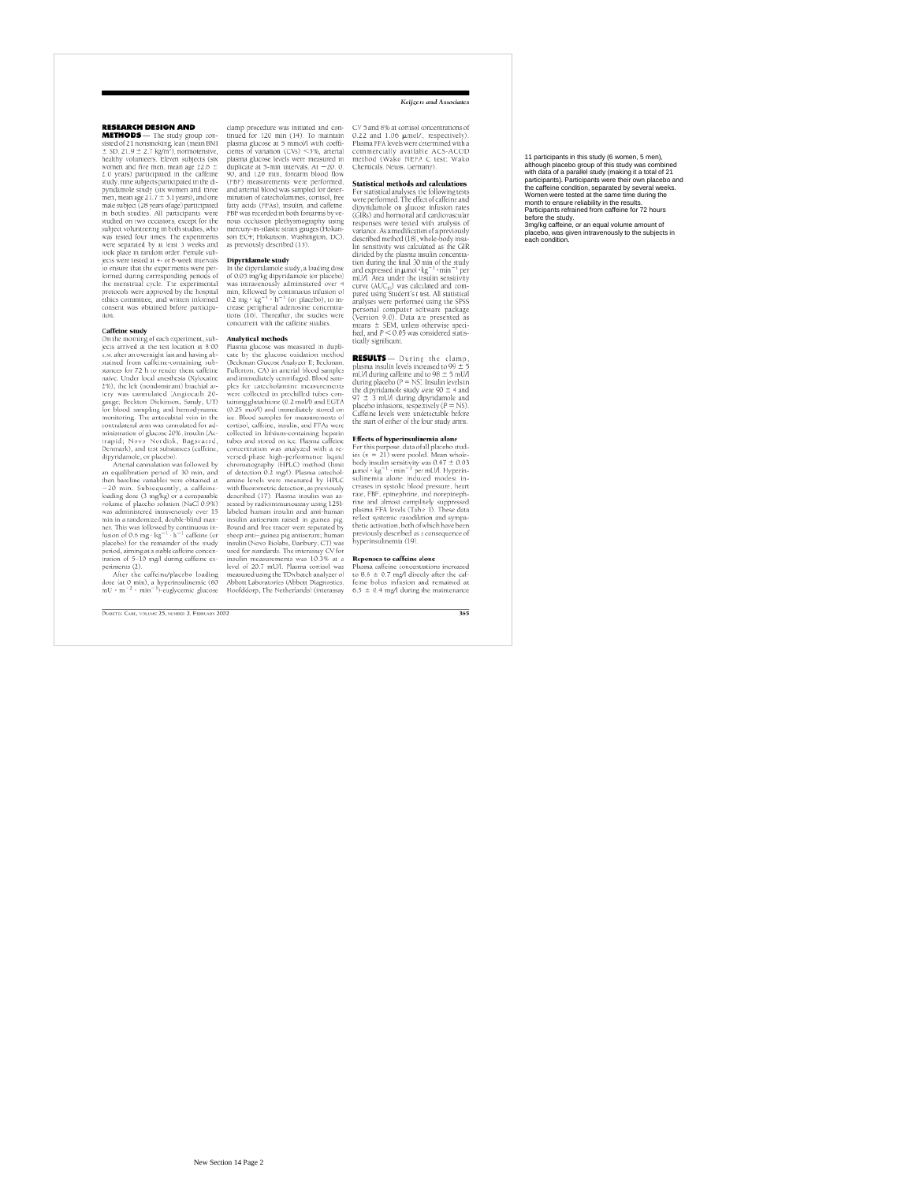## RESEARCH DESIGN AND METHODS

— The study group consisted of 21 nonsmoking, lean (mean BMI ± SD, 21.9 ± 2.7 kg/m²), normotensive, healthy volunteers. Eleven subjects (six women and five men, mean age 22.6 ± 2.0 years) participated in the caffeine study, nine subjects participated in the dipyridamole study (six women and three men, mean age 21.7 ± 3.1 years), and one male subject (28 years of age) participated in both studies. All participants were studied on two occasions, except for the subject volunteering in both studies, who was tested four times. The experiments were separated by at least 3 weeks and took place in random order. Female subjects were tested at 4- or 8-week intervals to ensure that the experiments were performed during corresponding periods of the menstrual cycle. The experimental protocols were approved by the hospital ethics committee, and written informed consent was obtained before participation.

### Caffeine study

On the morning of each experiment, subjects arrived at the test location at 8:00 A.M. after an overnight fast and having abstained from caffeine-containing substances for 72 h to render them caffeine naive. Under local anesthesia (Xylocaine 2%), the left (nondominant) brachial artery was cannulated (Angiocath 20-gauge, Beckton Dickinson, Sandy, UT) for blood sampling and hemodynamic monitoring. The antecubital vein in the contralateral arm was cannulated for administration of glucose 20%, insulin (Actrapid; Novo Nordisk, Bagsvaerd, Denmark), and test substances (caffeine, dipyridamole, or placebo).

Arterial cannulation was followed by an equilibration period of 30 min, and then baseline variables were obtained at −20 min. Subsequently, a caffeine-loading dose (3 mg/kg) or a comparable volume of placebo solution (NaCl 0.9%) was administered intravenously over 15 min in a randomized, double-blind manner. This was followed by continuous infusion of 0.6 mg · kg$^{-1}$ · h$^{-1}$ caffeine (or placebo) for the remainder of the study period, aiming at a stable caffeine concentration of 5–10 mg/l during caffeine experiments (2).

After the caffeine/placebo loading dose (at 0 min), a hyperinsulinemic (60 mU · m$^{-2}$ · min$^{-1}$)-euglycemic glucose clamp procedure was initiated and continued for 120 min (14). To maintain plasma glucose at 5 mmol/l with coefficients of variation (CVs) <5%, arterial plasma glucose levels were measured in duplicate at 5-min intervals. At −20, 0, 90, and 120 min, forearm blood flow (FBF) measurements were performed, and arterial blood was sampled for determination of catecholamines, cortisol, free fatty acids (FFAs), insulin, and caffeine. FBF was recorded in both forearms by venous occlusion plethysmography using mercury-in-silastic strain gauges (Hokanson EC4; Hokanson, Washington, DC), as previously described (15).

### Dipyridamole study

In the dipyridamole study, a loading dose of 0.05 mg/kg dipyridamole (or placebo) was intravenously administered over 4 min, followed by continuous infusion of 0.2 mg · kg$^{-1}$ · h$^{-1}$ (or placebo), to increase peripheral adenosine concentrations (16). Thereafter, the studies were concurrent with the caffeine studies.

### Analytical methods

Plasma glucose was measured in duplicate by the glucose oxidation method (Beckman Glucose Analyzer II; Beckman, Fullerton, CA) in arterial blood samples and immediately centrifuged. Blood samples for catecholamine measurements were collected in prechilled tubes containing glutathione (0.2 mol/l) and EGTA (0.25 mol/l) and immediately stored on ice. Blood samples for measurements of cortisol, caffeine, insulin, and FFAs were collected in lithium-containing heparin tubes and stored on ice. Plasma caffeine concentration was analyzed with a reversed-phase high-performance liquid chromatography (HPLC) method (limit of detection 0.2 mg/l). Plasma catecholamine levels were measured by HPLC with fluorometric detection, as previously described (17). Plasma insulin was assessed by radioimmunoassay using 125I-labeled human insulin and anti-human insulin antiserum raised in guinea pig. Bound and free tracer were separated by sheep anti–guinea pig antiserum; human insulin (Novo Biolabs, Danbury, CT) was used for standards. The interassay CV for insulin measurements was 10.3% at a level of 20.7 mU/l. Plasma cortisol was measured using the TDx batch analyzer of Abbott Laboratories (Abbott Diagnostics, Hoofddorp, The Netherlands) (interassay CV 5 and 8% at cortisol concentrations of 0.22 and 1.06 μmol/l, respectively). Plasma FFA levels were determined with a commercially available ACS-ACOD method (Wako NEFA C test; Wako Chemicals, Neuss, Germany).

### Statistical methods and calculations

For statistical analyses, the following tests were performed. The effect of caffeine and dipyridamole on glucose infusion rates (GIRs) and hormonal and cardiovascular responses were tested with analysis of variance. As a modification of a previously described method (18), whole-body insulin sensitivity was calculated as the GIR divided by the plasma insulin concentration during the final 30 min of the study and expressed in μmol · kg$^{-1}$ · min$^{-1}$ per mU/l. Area under the insulin sensitivity curve ($AUC_{IS}$) was calculated and compared using Student's *t* test. All statistical analyses were performed using the SPSS personal computer software package (Version 9.0). Data are presented as means ± SEM, unless otherwise specified, and $P < 0.05$ was considered statistically significant.

## RESULTS

— During the clamp, plasma insulin levels increased to 99 ± 5 mU/l during caffeine and to 98 ± 5 mU/l during placebo (P = NS). Insulin levels in the dipyridamole study were 90 ± 4 and 97 ± 3 mU/l during dipyridamole and placebo infusions, respectively (P = NS). Caffeine levels were undetectable before the start of either of the four study arms.

### Effects of hyperinsulinemia alone

For this purpose, data of all placebo studies (n = 21) were pooled. Mean whole-body insulin sensitivity was 0.47 ± 0.03 μmol · kg$^{-1}$ · min$^{-1}$ per mU/l. Hyperinsulinemia alone induced modest increases in systolic blood pressure, heart rate, FBF, epinephrine, and norepinephrine and almost completely suppressed plasma FFA levels (Table 1). These data reflect systemic vasodilation and sympathetic activation, both of which have been previously described as a consequence of hyperinsulinemia (19).

### Reponses to caffeine alone

Plasma caffeine concentrations increased to 8.6 ± 0.7 mg/l directly after the caffeine bolus infusion and remained at 6.5 ± 0.4 mg/l during the maintenance

11 participants in this study (6 women, 5 men), although placebo group of this study was combined with data of a parallel study (making it a total of 21 participants). Participants were their own placebo and the caffeine condition, separated by several weeks. Women were tested at the same time during the month to ensure reliability in the results.
Participants refrained from caffeine for 72 hours before the study.
3mg/kg caffeine, or an equal volume amount of placebo, was given intravenously to the subjects in each condition.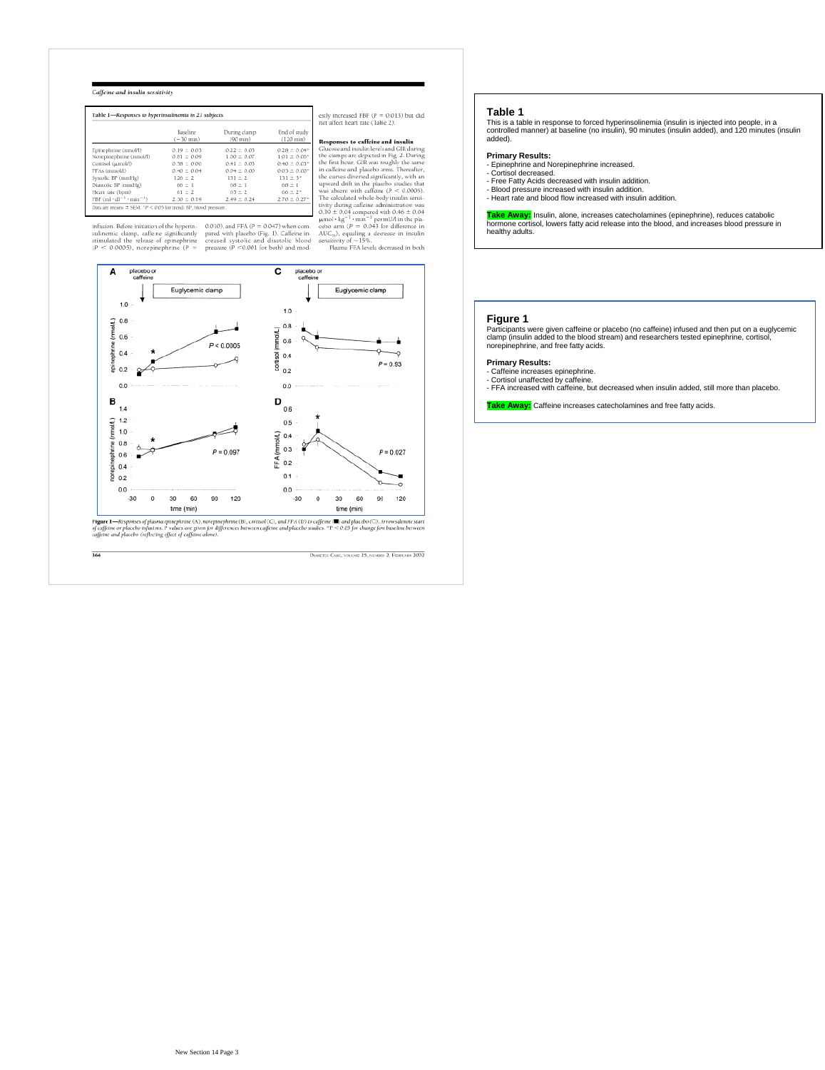*Caffeine and insulin sensitivity*

**Table 1—Responses to hyperinsulinemia in 21 subjects**

| | Baseline (−30 min) | During clamp (90 min) | End of study (120 min) |
|---|---|---|---|
| Epinephrine (nmol/l) | 0.19 ± 0.03 | 0.22 ± 0.03 | 0.28 ± 0.04* |
| Norepinephrine (nmol/l) | 0.81 ± 0.09 | 1.00 ± 0.07 | 1.01 ± 0.05* |
| Cortisol (μmol/l) | 0.58 ± 0.06 | 0.41 ± 0.05 | 0.40 ± 0.03* |
| FFAs (mmol/l) | 0.40 ± 0.04 | 0.04 ± 0.00 | 0.03 ± 0.00* |
| Systolic BP (mmHg) | 126 ± 2 | 131 ± 2 | 131 ± 3* |
| Diastolic BP (mmHg) | 66 ± 1 | 68 ± 1 | 68 ± 1 |
| Heart rate (bpm) | 61 ± 2 | 65 ± 2 | 66 ± 2* |
| FBF ($ml \cdot dl^{-1} \cdot min^{-1}$) | 2.30 ± 0.19 | 2.49 ± 0.24 | 2.70 ± 0.27* |

Data are means ± SEM. *$P$ < 0.05 for trend. BP, blood pressure.

infusion. Before initiation of the hyperinsulinemic clamp, caffeine significantly stimulated the release of epinephrine ($P$ < 0.0005), norepinephrine ($P$ = 0.010), and FFA ($P$ = 0.047) when compared with placebo (Fig. 1). Caffeine increased systolic and diastolic blood pressure ($P$ <0.001 for both) and modestly increased FBF ($P$ = 0.013) but did not affect heart rate (Table 2).

**Responses to caffeine and insulin**

Glucose and insulin levels and GIR during the clamps are depicted in Fig. 2. During the first hour, GIR was roughly the same in caffeine and placebo arms. Thereafter, the curves diverged significantly, with an upward drift in the placebo studies that was absent with caffeine ($P$ < 0.0005). The calculated whole-body insulin sensitivity during caffeine administration was 0.30 ± 0.04 compared with 0.46 ± 0.04 $\mu mol \cdot kg^{-1} \cdot min^{-1}$ per mU/l in the placebo arm ($P$ = 0.043 for difference in $AUC_{75}$), equaling a decrease in insulin sensitivity of ~15%.

Plasma FFA levels decreased in both

**Figure 1**—*Responses of plasma epinephrine (A), norepinephrine (B), cortisol (C), and FFA (D) to caffeine (■) and placebo (○). Arrows denote start of caffeine or placebo infusions. P values are given for differences between caffeine and placebo studies. *P < 0.05 for change from baseline between caffeine and placebo (reflecting effect of caffeine alone).*

## Table 1

This is a table in response to forced hyperinsolinemia (insulin is injected into people, in a controlled manner) at baseline (no insulin), 90 minutes (insulin added), and 120 minutes (insulin added).

**Primary Results:**

- Epinephrine and Norepinephrine increased.
- Cortisol decreased.
- Free Fatty Acids decreased with insulin addition.
- Blood pressure increased with insulin addition.
- Heart rate and blood flow increased with insulin addition.

**Take Away:** Insulin, alone, increases catecholamines (epinephrine), reduces catabolic hormone cortisol, lowers fatty acid release into the blood, and increases blood pressure in healthy adults.

## Figure 1

Participants were given caffeine or placebo (no caffeine) infused and then put on a euglycemic clamp (insulin added to the blood stream) and researchers tested epinephrine, cortisol, norepinephrine, and free fatty acids.

**Primary Results:**

- Caffeine increases epinephrine.
- Cortisol unaffected by caffeine.
- FFA increased with caffeine, but decreased when insulin added, still more than placebo.

**Take Away:** Caffeine increases catecholamines and free fatty acids.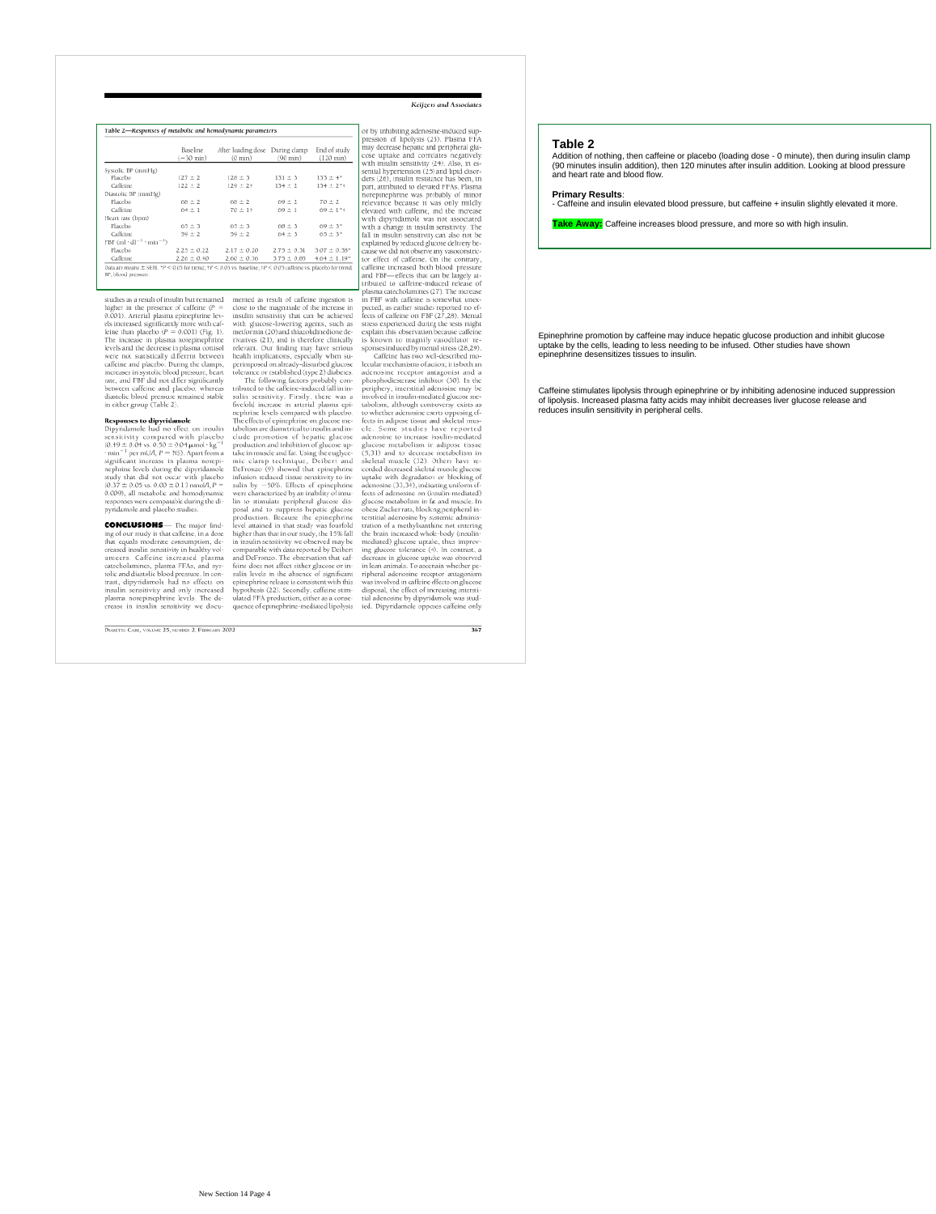**Table 2—Responses of metabolic and hemodynamic parameters**

| | Baseline (−30 min) | After loading dose (0 min) | During clamp (90 min) | End of study (120 min) |
|---|---|---|---|---|
| Systolic BP (mmHg) | | | | |
| Placebo | 127 ± 2 | 128 ± 3 | 131 ± 3 | 133 ± 4* |
| Caffeine | 122 ± 2 | 129 ± 2† | 134 ± 2 | 134 ± 2*‡ |
| Diastolic BP (mmHg) | | | | |
| Placebo | 68 ± 2 | 68 ± 2 | 69 ± 2 | 70 ± 2 |
| Caffeine | 64 ± 1 | 70 ± 1† | 69 ± 1 | 69 ± 1*‡ |
| Heart rate (bpm) | | | | |
| Placebo | 65 ± 3 | 65 ± 3 | 68 ± 3 | 69 ± 3* |
| Caffeine | 59 ± 2 | 59 ± 2 | 64 ± 3 | 65 ± 3* |
| FBF (ml · dl$^{-1}$ · min$^{-1}$) | | | | |
| Placebo | 2.25 ± 0.22 | 2.17 ± 0.20 | 2.73 ± 0.31 | 3.07 ± 0.38* |
| Caffeine | 2.26 ± 0.40 | 2.60 ± 0.36 | 3.75 ± 0.85 | 4.64 ± 1.19* |

Data are means ± SEM. *$P < 0.05$ for trend; †$P < 0.05$ vs. baseline; ‡$P < 0.05$ caffeine vs. placebo for trend. BP, blood pressure.

studies as a result of insulin but remained higher in the presence of caffeine ($P = 0.001$). Arterial plasma epinephrine levels increased significantly more with caffeine than placebo ($P = 0.001$) (Fig. 1). The increase in plasma norepinephrine levels and the decrease in plasma cortisol were not statistically different between caffeine and placebo. During the clamps, increases in systolic blood pressure, heart rate, and FBF did not differ significantly between caffeine and placebo, whereas diastolic blood pressure remained stable in either group (Table 2).

### Responses to dipyridamole

Dipyridamole had no effect on insulin sensitivity compared with placebo (0.49 ± 0.04 vs. 0.50 ± 0.04 µmol · kg$^{-1}$ · min$^{-1}$ per mU/l, $P$ = NS). Apart from a significant increase in plasma norepinephrine levels during the dipyridamole study that did not occur with placebo (0.37 ± 0.05 vs. 0.00 ± 0.13 nmol/l, $P = 0.009$), all metabolic and hemodynamic responses were comparable during the dipyridamole and placebo studies.

## CONCLUSIONS

The major finding of our study is that caffeine, in a dose that equals moderate consumption, decreased insulin sensitivity in healthy volunteers. Caffeine increased plasma catecholamines, plasma FFAs, and systolic and diastolic blood pressure. In contrast, dipyridamole had no effects on insulin sensitivity and only increased plasma norepinephrine levels. The decrease in insulin sensitivity we documented as result of caffeine ingestion is close to the magnitude of the increase in insulin sensitivity that can be achieved with glucose-lowering agents, such as metformin (20) and thiazolidinedione derivatives (21), and is therefore clinically relevant. Our finding may have serious health implications, especially when superimposed on already-disturbed glucose tolerance or established (type 2) diabetes.

The following factors probably contributed to the caffeine-induced fall in insulin sensitivity. Firstly, there was a fivefold increase in arterial plasma epinephrine levels compared with placebo. The effects of epinephrine on glucose metabolism are diametrical to insulin and include promotion of hepatic glucose production and inhibition of glucose uptake in muscle and fat. Using the euglycemic clamp technique, Deibert and DeFronzo (9) showed that epinephrine infusion reduced tissue sensitivity to insulin by ~50%. Effects of epinephrine were characterized by an inability of insulin to stimulate peripheral glucose disposal and to suppress hepatic glucose production. Because the epinephrine level attained in that study was fourfold higher than that in our study, the 15% fall in insulin sensitivity we observed may be comparable with data reported by Deibert and DeFronzo. The observation that caffeine does not affect either glucose or insulin levels in the absence of significant epinephrine release is consistent with this hypothesis (22). Secondly, caffeine stimulated FFA production, either as a consequence of epinephrine-mediated lipolysis or by inhibiting adenosine-induced suppression of lipolysis (23). Plasma FFA may decrease hepatic and peripheral glucose uptake and correlates negatively with insulin sensitivity (24). Also, in essential hypertension (25) and lipid disorders (26), insulin resistance has been, in part, attributed to elevated FFAs. Plasma norepinephrine was probably of minor relevance because it was only mildly elevated with caffeine, and the increase with dipyridamole was not associated with a change in insulin sensitivity. The fall in insulin sensitivity can also not be explained by reduced glucose delivery because we did not observe any vasoconstrictor effect of caffeine. On the contrary, caffeine increased both blood pressure and FBF—effects that can be largely attributed to caffeine-induced release of plasma catecholamines (27). The increase in FBF with caffeine is somewhat unexpected, as earlier studies reported no effects of caffeine on FBF (27,28). Mental stress experienced during the tests might explain this observation because caffeine is known to magnify vasodilator responses induced by mental stress (28,29).

Caffeine has two well-described molecular mechanisms of action; it is both an adenosine receptor antagonist and a phosphodiesterase inhibitor (30). In the periphery, interstitial adenosine may be involved in insulin-mediated glucose metabolism, although controversy exists as to whether adenosine exerts opposing effects in adipose tissue and skeletal muscle. Some studies have reported adenosine to increase insulin-mediated glucose metabolism in adipose tissue (5,31) and to decrease metabolism in skeletal muscle (32). Others have recorded decreased skeletal muscle glucose uptake with degradation or blocking of adenosine (33,34), indicating uniform effects of adenosine on (insulin-mediated) glucose metabolism in fat and muscle. In obese Zucker rats, blocking peripheral interstitial adenosine by systemic administration of a methylxanthine not entering the brain increased whole-body (insulin-mediated) glucose uptake, thus improving glucose tolerance (4). In contrast, a decrease in glucose uptake was observed in lean animals. To ascertain whether peripheral adenosine receptor antagonism was involved in caffeine effects on glucose disposal, the effect of increasing interstitial adenosine by dipyridamole was studied. Dipyridamole opposes caffeine only

**Table 2**

Addition of nothing, then caffeine or placebo (loading dose - 0 minute), then during insulin clamp (90 minutes insulin addition), then 120 minutes after insulin addition. Looking at blood pressure and heart rate and blood flow.

**Primary Results**:
- Caffeine and insulin elevated blood pressure, but caffeine + insulin slightly elevated it more.

**Take Away:** Caffeine increases blood pressure, and more so with high insulin.

Epinephrine promotion by caffeine may induce hepatic glucose production and inhibit glucose uptake by the cells, leading to less needing to be infused. Other studies have shown epinephrine desensitizes tissues to insulin.

Caffeine stimulates lipolysis through epinephrine or by inhibiting adenosine induced suppression of lipolysis. Increased plasma fatty acids may inhibit decreases liver glucose release and reduces insulin sensitivity in peripheral cells.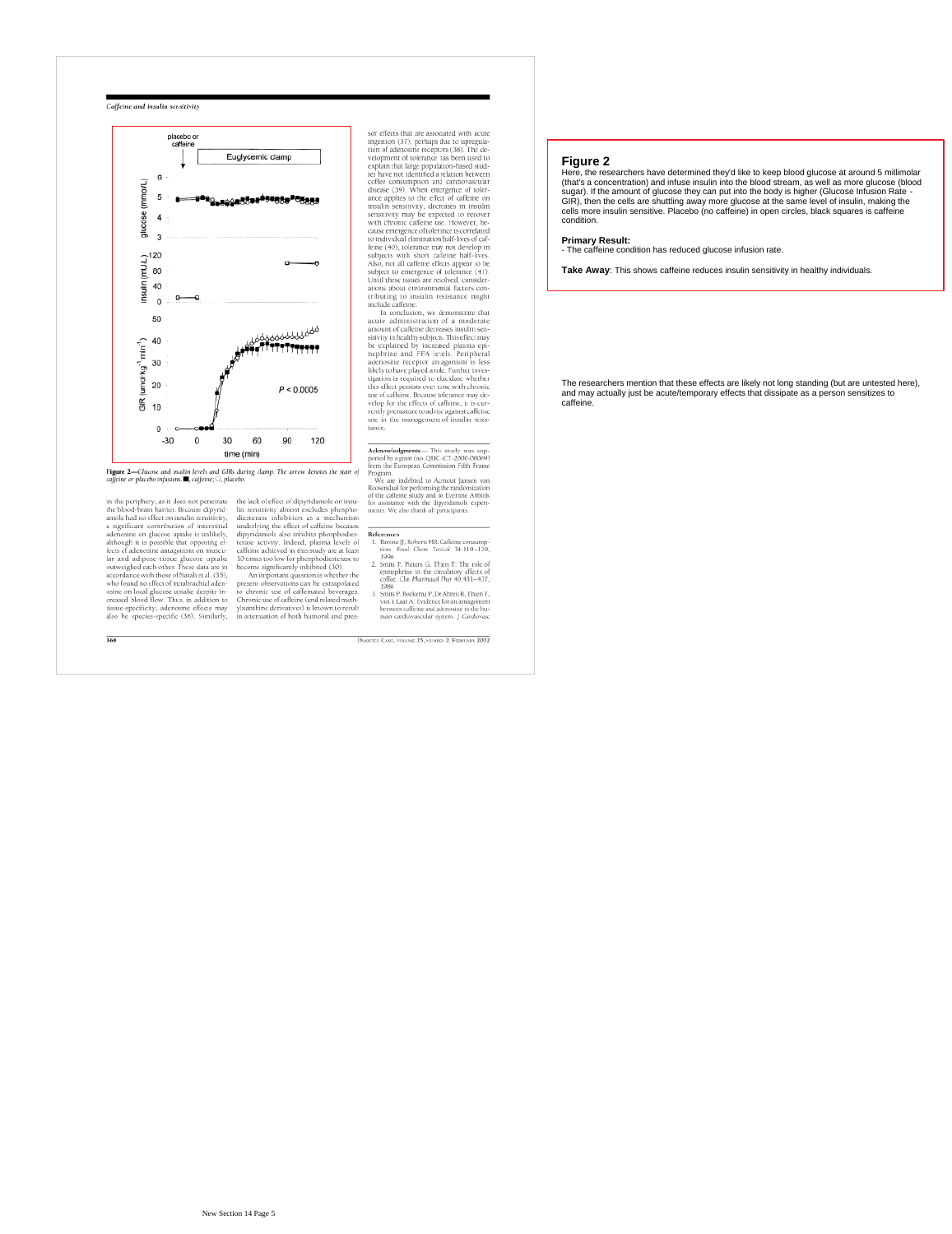placebo or
caffeine

Euglycemic clamp

glucose (mmol/L)
6
5
4
3

insulin (mU/L)
120
80
40
0

GIR ($\mu mol \cdot kg^{-1} \cdot min^{-1}$)
50
40
30
20
10
0

$P < 0.0005$

-30 0 30 60 90 120

time (min)

**Figure 2**—*Glucose and insulin levels and GIRs during clamp. The arrow denotes the start of caffeine or placebo infusions.* ■, *caffeine;* ○, *placebo.*

in the periphery, as it does not penetrate the blood-brain barrier. Because dipyridamole had no effect on insulin sensitivity, a significant contribution of interstitial adenosine on glucose uptake is unlikely, although it is possible that opposing effects of adenosine antagonism on muscular and adipose tissue glucose uptake outweighed each other. These data are in accordance with those of Natali et al. (35), who found no effect of intrabrachial adenosine on local glucose uptake despite increased blood flow. Thus, in addition to tissue-specificity, adenosine effects may also be species-specific (36). Similarly, the lack of effect of dipyridamole on insulin sensitivity almost excludes phosphodiesterase inhibition as a mechanism underlying the effect of caffeine because dipyridamole also inhibits phosphodiesterase activity. Indeed, plasma levels of caffeine achieved in this study are at least 10 times too low for phosphodiesterase to become significantly inhibited (30).

An important question is whether the present observations can be extrapolated to chronic use of caffeinated beverages. Chronic use of caffeine (and related methylxanthine derivatives) is known to result in attenuation of both humoral and pressor effects that are associated with acute ingestion (37), perhaps due to upregulation of adenosine receptors (38). The development of tolerance has been used to explain that large population-based studies have not identified a relation between coffee consumption and cardiovascular disease (39). When emergence of tolerance applies to the effect of caffeine on insulin sensitivity, decreases in insulin sensitivity may be expected to recover with chronic caffeine use. However, because emergence of tolerance is correlated to individual elimination half-lives of caffeine (40), tolerance may not develop in subjects with short caffeine half-lives. Also, not all caffeine effects appear to be subject to emergence of tolerance (41). Until these issues are resolved, considerations about environmental factors contributing to insulin resistance might include caffeine.

In conclusion, we demonstrate that acute administration of a moderate amount of caffeine decreases insulin sensitivity in healthy subjects. This effect may be explained by increased plasma epinephrine and FFA levels. Peripheral adenosine receptor antagonism is less likely to have played a role. Further investigation is required to elucidate whether this effect persists over time with chronic use of caffeine. Because tolerance may develop for the effects of caffeine, it is currently premature to advise against caffeine use in the management of insulin resistance.

**Acknowledgments**— This study was supported by a grant (no. QLK-CT-2000-00069) from the European Commission Fifth Frame Program.

We are indebted to Arnout Jansen van Rosendaal for performing the randomization of the caffeine study and to Everine Abbink for assistance with the dipyridamole experiments. We also thank all participants.

**References**

1. Barone JJ, Roberts HR: Caffeine consumption. *Food Chem Toxicol* 34:119–129, 1996
2. Smits P, Pieters G, Thien T: The role of epinephrine in the circulatory effects of coffee. *Clin Pharmacol Ther* 40:431–437, 1986
3. Smits P, Boekema P, De Abreu R, Thien T, van 't Laar A: Evidence for an antagonism between caffeine and adenosine in the human cardiovascular system. *J Cardiovasc*

## Figure 2

Here, the researchers have determined they'd like to keep blood glucose at around 5 millimolar (that's a concentration) and infuse insulin into the blood stream, as well as more glucose (blood sugar). If the amount of glucose they can put into the body is higher (Glucose Infusion Rate - GIR), then the cells are shuttling away more glucose at the same level of insulin, making the cells more insulin sensitive. Placebo (no caffeine) in open circles, black squares is caffeine condition.

**Primary Result:**
- The caffeine condition has reduced glucose infusion rate.

**Take Away**: This shows caffeine reduces insulin sensitivity in healthy individuals.

The researchers mention that these effects are likely not long standing (but are untested here), and may actually just be acute/temporary effects that dissipate as a person sensitizes to caffeine.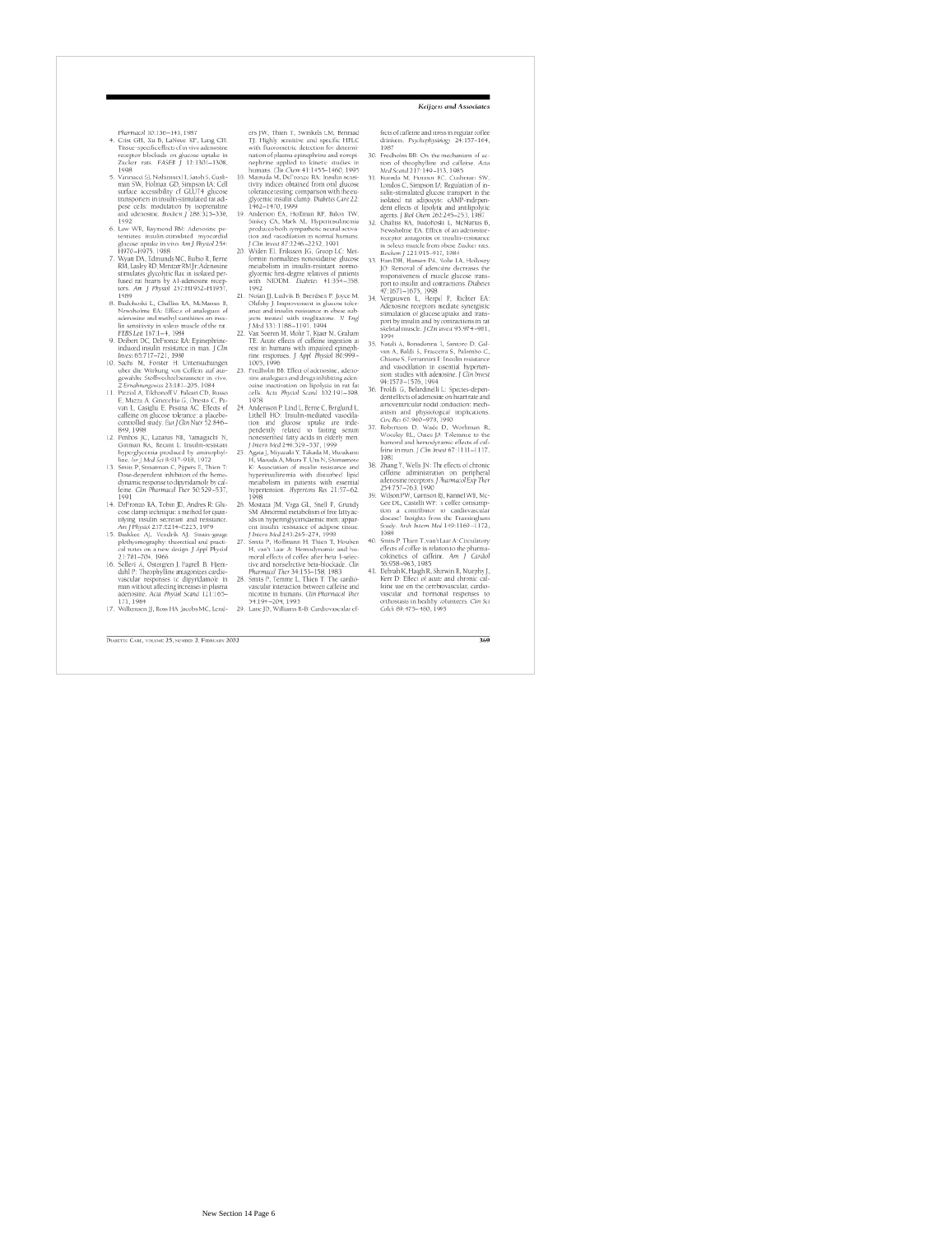Pharmacol 10:136–143, 1987

4. Crist GH, Xu B, LaNoue KF, Lang CH: Tissue-specific effects of in vivo adenosine receptor blockade on glucose uptake in Zucker rats. *FASEB J* 12:1301–1308, 1998
5. Vannucci SJ, Nishimura H, Satoh S, Cushman SW, Holman GD, Simpson IA: Cell surface accessibility of GLUT4 glucose transporters in insulin-stimulated rat adipose cells: modulation by isoprenaline and adenosine. *Biochem J* 288:325–330, 1992
6. Law WR, Raymond RM: Adenosine potentiates insulin-stimulated myocardial glucose uptake in vivo. *Am J Physiol* 254:H970–H975, 1988
7. Wyatt DA, Edmunds MC, Rubio R, Berne RM, Lasley RD, Mentzer RM Jr: Adenosine stimulates glycolytic flux in isolated perfused rat hearts by A1-adenosine receptors. *Am J Physiol* 257:H1952–H1957, 1989
8. Budohoski L, Challiss RA, McManus B, Newsholme EA: Effects of analogues of adenosine and methyl xanthines on insulin sensitivity in soleus muscle of the rat. *FEBS Lett* 167:1–4, 1984
9. Deibert DC, DeFronzo RA: Epinephrine-induced insulin resistance in man. *J Clin Invest* 65:717–721, 1980
10. Sachs M, Forster H: Untersuchungen über die Wirkung von Coffein auf ausgewählte Stoffwechselparameter in vivo. *Z Ernahrungswiss* 23:181–205, 1984
11. Pizziol A, Tikhonoff V, Paleari CD, Russo E, Mazza A, Ginocchio G, Onesto C, Pavan L, Casiglia E, Pessina AC: Effects of caffeine on glucose tolerance: a placebo-controlled study. *Eur J Clin Nutr* 52:846–849, 1998
12. Penhos JC, Lazarus NR, Yamaguchi N, Gutman RA, Recant L: Insulin-resistant hyperglycemia produced by aminophylline. *Isr J Med Sci* 8:917–918, 1972
13. Smits P, Straatman C, Pijpers E, Thien T: Dose-dependent inhibition of the hemodynamic response to dipyridamole by caffeine. *Clin Pharmacol Ther* 50:529–537, 1991
14. DeFronzo RA, Tobin JD, Andres R: Glucose clamp technique: a method for quantifying insulin secretion and resistance. *Am J Physiol* 237:E214–E223, 1979
15. Brakkee AJ, Vendrik AJ: Strain-gauge plethysmography: theoretical and practical notes on a new design. *J Appl Physiol* 21:701–704, 1966
16. Sollevi A, Ostergren J, Fagrell B, Hjemdahl P: Theophylline antagonizes cardiovascular responses to dipyridamole in man without affecting increases in plasma adenosine. *Acta Physiol Scand* 121:165–171, 1984
17. Willemsen JJ, Ross HA, Jacobs MC, Lenders JW, Thien T, Swinkels LM, Benraad TJ: Highly sensitive and specific HPLC with fluorometric detection for determination of plasma epinephrine and norepinephrine applied to kinetic studies in humans. *Clin Chem* 41:1455–1460, 1995
18. Matsuda M, DeFronzo RA: Insulin sensitivity indices obtained from oral glucose tolerance testing: comparison with the euglycemic insulin clamp. *Diabetes Care* 22:1462–1470, 1999
19. Anderson EA, Hoffman RP, Balon TW, Sinkey CA, Mark AL: Hyperinsulinemia produces both sympathetic neural activation and vasodilation in normal humans. *J Clin Invest* 87:2246–2252, 1991
20. Widen EI, Eriksson JG, Groop LC: Metformin normalizes nonoxidative glucose metabolism in insulin-resistant normoglycemic first-degree relatives of patients with NIDDM. *Diabetes* 41:354–358, 1992
21. Nolan JJ, Ludvik B, Beerdsen P, Joyce M, Olefsky J: Improvement in glucose tolerance and insulin resistance in obese subjects treated with troglitazone. *N Engl J Med* 331:1188–1193, 1994
22. Van Soeren M, Mohr T, Kjaer M, Graham TE: Acute effects of caffeine ingestion at rest in humans with impaired epinephrine responses. *J Appl Physiol* 80:999–1005, 1996
23. Fredholm BB: Effect of adenosine, adenosine analogues and drugs inhibiting adenosine inactivation on lipolysis in rat fat cells. *Acta Physiol Scand* 102:191–198, 1978
24. Andersson P, Lind L, Berne C, Berglund L, Lithell HO: Insulin-mediated vasodilation and glucose uptake are independently related to fasting serum nonesterified fatty acids in elderly men. *J Intern Med* 246:529–537, 1999
25. Agata J, Miyazaki Y, Takada M, Murakami H, Masuda A, Miura T, Ura N, Shimamoto K: Association of insulin resistance and hyperinsulinemia with disturbed lipid metabolism in patients with essential hypertension. *Hypertens Res* 21:57–62, 1998
26. Mostaza JM, Vega GL, Snell P, Grundy SM: Abnormal metabolism of free fatty acids in hypertriglyceridaemic men: apparent insulin resistance of adipose tissue. *J Intern Med* 243:265–274, 1998
27. Smits P, Hoffmann H, Thien T, Houben H, van't Laar A: Hemodynamic and humoral effects of coffee after beta 1-selective and nonselective beta-blockade. *Clin Pharmacol Ther* 34:153–158, 1983
28. Smits P, Temme L, Thien T: The cardiovascular interaction between caffeine and nicotine in humans. *Clin Pharmacol Ther* 54:194–204, 1993
29. Lane JD, Williams R-B: Cardiovascular effects of caffeine and stress in regular coffee drinkers. *Psychophysiology* 24:157–164, 1987
30. Fredholm BB: On the mechanism of action of theophylline and caffeine. *Acta Med Scand* 217:149–153, 1985
31. Kuroda M, Honnor RC, Cushman SW, Londos C, Simpson IA: Regulation of insulin-stimulated glucose transport in the isolated rat adipocyte: cAMP-independent effects of lipolytic and antilipolytic agents. *J Biol Chem* 262:245–253, 1987
32. Challiss RA, Budohoski L, McManus B, Newsholme EA: Effects of an adenosine-receptor antagonist on insulin-resistance in soleus muscle from obese Zucker rats. *Biochem J* 221:915–917, 1984
33. Han DH, Hansen PA, Nolte LA, Holloszy JO: Removal of adenosine decreases the responsiveness of muscle glucose transport to insulin and contractions. *Diabetes* 47:1671–1675, 1998
34. Vergauwen L, Hespel P, Richter EA: Adenosine receptors mediate synergistic stimulation of glucose uptake and transport by insulin and by contractions in rat skeletal muscle. *J Clin Invest* 93:974–981, 1994
35. Natali A, Bonadonna R, Santoro D, Galvan A, Baldi S, Frascerra S, Palombo C, Ghione S, Ferrannini E: Insulin resistance and vasodilation in essential hypertension: studies with adenosine. *J Clin Invest* 94:1570–1576, 1994
36. Froldi G, Belardinelli L: Species-dependent effects of adenosine on heart rate and atrioventricular nodal conduction: mechanism and physiological implications. *Circ Res* 67:960–978, 1990
37. Robertson D, Wade D, Workman R, Woosley RL, Oates JA: Tolerance to the humoral and hemodynamic effects of caffeine in man. *J Clin Invest* 67:1111–1117, 1981
38. Zhang Y, Wells JN: The effects of chronic caffeine administration on peripheral adenosine receptors. *J Pharmacol Exp Ther* 254:757–763, 1990
39. Wilson PW, Garrison RJ, Kannel WB, McGee DL, Castelli WP: Is coffee consumption a contributor to cardiovascular disease? Insights from the Framingham Study. *Arch Intern Med* 149:1169–1172, 1989
40. Smits P, Thien T, van't Laar A: Circulatory effects of coffee in relation to the pharmacokinetics of caffeine. *Am J Cardiol* 56:958–963, 1985
41. Debrah K, Haigh R, Sherwin R, Murphy J, Kerr D: Effect of acute and chronic caffeine use on the cerebrovascular, cardiovascular and hormonal responses to orthostasis in healthy volunteers. *Clin Sci (Colch)* 89:475–480, 1995